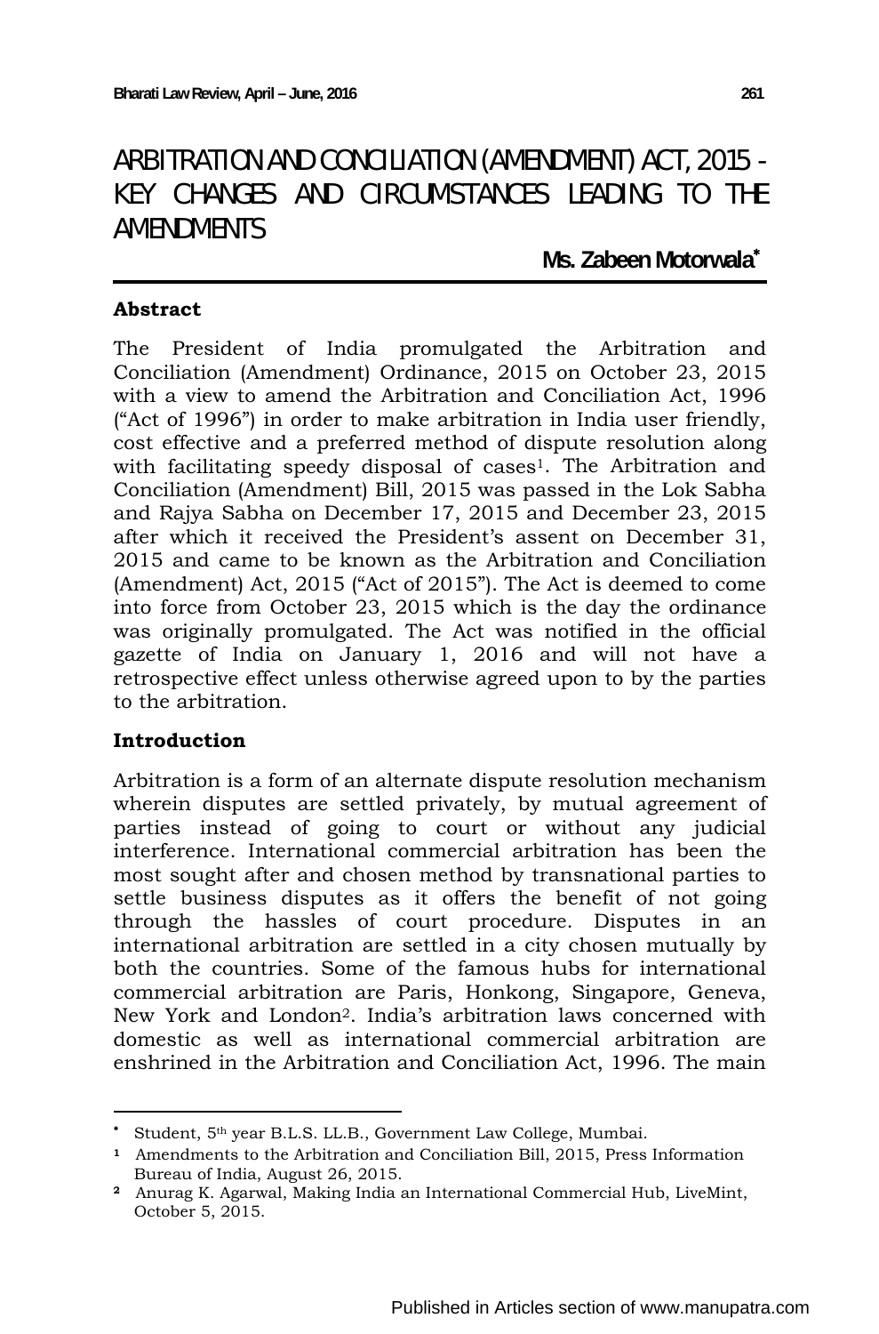# ARBITRATION AND CONCILIATION (AMENDMENT) ACT, 2015 - KEY CHANGES AND CIRCUMSTANCES LEADING TO THE AMENDMENTS

**Ms. Zabeen Motorwala***

### Abstract

The President of India promulgated the Arbitration and Conciliation (Amendment) Ordinance, 2015 on October 23, 2015 with a view to amend the Arbitration and Conciliation Act, 1996 ("Act of 1996") in order to make arbitration in India user friendly, cost effective and a preferred method of dispute resolution along with facilitating speedy disposal of cases[1]. The Arbitration and Conciliation (Amendment) Bill, 2015 was passed in the Lok Sabha and Rajya Sabha on December 17, 2015 and December 23, 2015 after which it received the President's assent on December 31, 2015 and came to be known as the Arbitration and Conciliation (Amendment) Act, 2015 ("Act of 2015"). The Act is deemed to come into force from October 23, 2015 which is the day the ordinance was originally promulgated. The Act was notified in the official gazette of India on January 1, 2016 and will not have a retrospective effect unless otherwise agreed upon to by the parties to the arbitration.

### Introduction

Arbitration is a form of an alternate dispute resolution mechanism wherein disputes are settled privately, by mutual agreement of parties instead of going to court or without any judicial interference. International commercial arbitration has been the most sought after and chosen method by transnational parties to settle business disputes as it offers the benefit of not going through the hassles of court procedure. Disputes in an international arbitration are settled in a city chosen mutually by both the countries. Some of the famous hubs for international commercial arbitration are Paris, Honkong, Singapore, Geneva, New York and London[2]. India's arbitration laws concerned with domestic as well as international commercial arbitration are enshrined in the Arbitration and Conciliation Act, 1996. The main

---

* Student, 5th year B.L.S. LL.B., Government Law College, Mumbai.

[1] Amendments to the Arbitration and Conciliation Bill, 2015, Press Information Bureau of India, August 26, 2015.

[2] Anurag K. Agarwal, Making India an International Commercial Hub, LiveMint, October 5, 2015.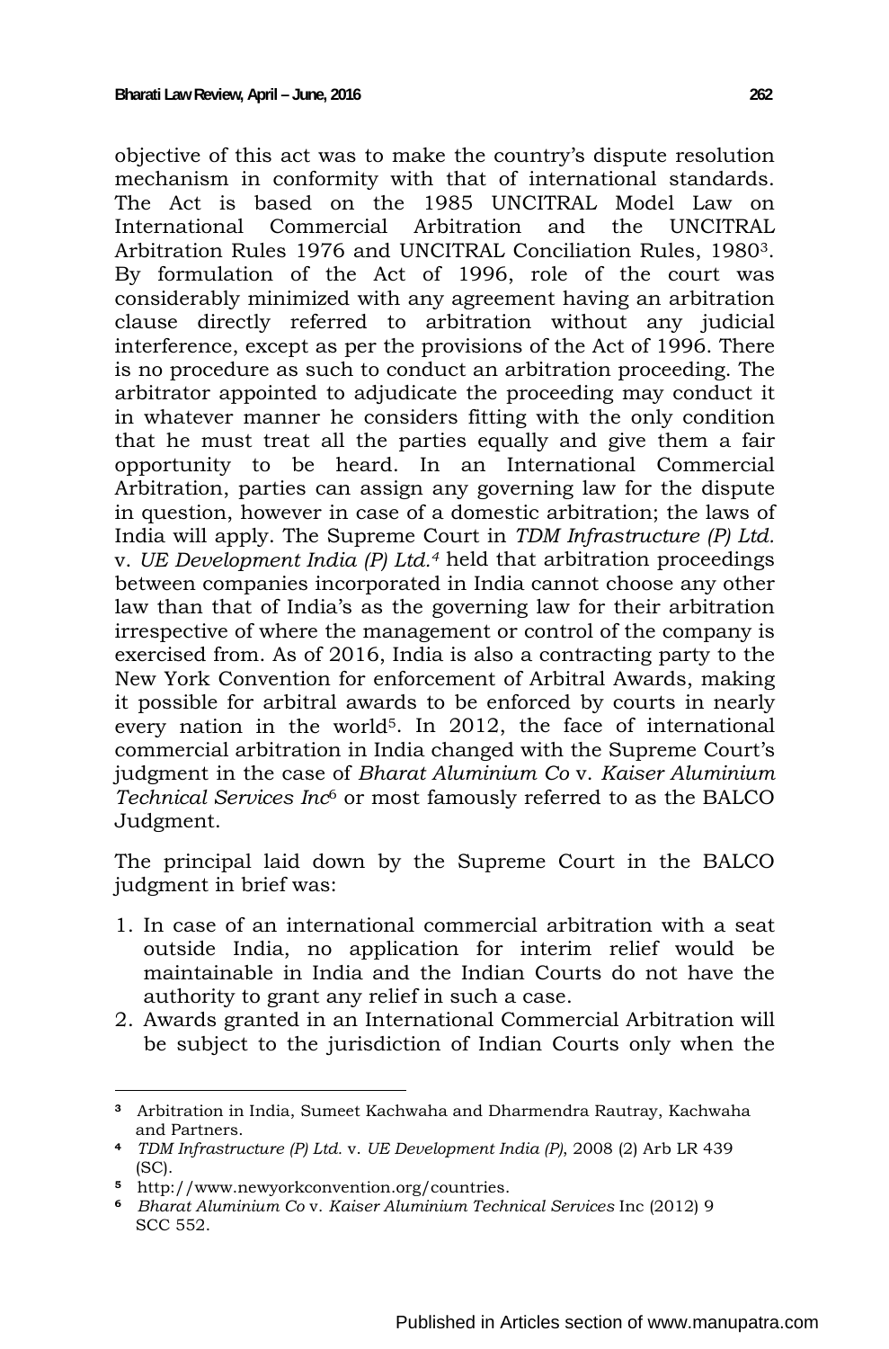objective of this act was to make the country's dispute resolution mechanism in conformity with that of international standards. The Act is based on the 1985 UNCITRAL Model Law on International Commercial Arbitration and the UNCITRAL Arbitration Rules 1976 and UNCITRAL Conciliation Rules, 1980[3]. By formulation of the Act of 1996, role of the court was considerably minimized with any agreement having an arbitration clause directly referred to arbitration without any judicial interference, except as per the provisions of the Act of 1996. There is no procedure as such to conduct an arbitration proceeding. The arbitrator appointed to adjudicate the proceeding may conduct it in whatever manner he considers fitting with the only condition that he must treat all the parties equally and give them a fair opportunity to be heard. In an International Commercial Arbitration, parties can assign any governing law for the dispute in question, however in case of a domestic arbitration; the laws of India will apply. The Supreme Court in *TDM Infrastructure (P) Ltd.* v. *UE Development India (P) Ltd.*[4] held that arbitration proceedings between companies incorporated in India cannot choose any other law than that of India's as the governing law for their arbitration irrespective of where the management or control of the company is exercised from. As of 2016, India is also a contracting party to the New York Convention for enforcement of Arbitral Awards, making it possible for arbitral awards to be enforced by courts in nearly every nation in the world[5]. In 2012, the face of international commercial arbitration in India changed with the Supreme Court's judgment in the case of *Bharat Aluminium Co* v. *Kaiser Aluminium Technical Services Inc*[6] or most famously referred to as the BALCO Judgment.

The principal laid down by the Supreme Court in the BALCO judgment in brief was:

1. In case of an international commercial arbitration with a seat outside India, no application for interim relief would be maintainable in India and the Indian Courts do not have the authority to grant any relief in such a case.
2. Awards granted in an International Commercial Arbitration will be subject to the jurisdiction of Indian Courts only when the

---

[3] Arbitration in India, Sumeet Kachwaha and Dharmendra Rautray, Kachwaha and Partners.

[4] *TDM Infrastructure (P) Ltd.* v. *UE Development India (P)*, 2008 (2) Arb LR 439 (SC).

[5] http://www.newyorkconvention.org/countries.

[6] *Bharat Aluminium Co* v. *Kaiser Aluminium Technical Services* Inc (2012) 9 SCC 552.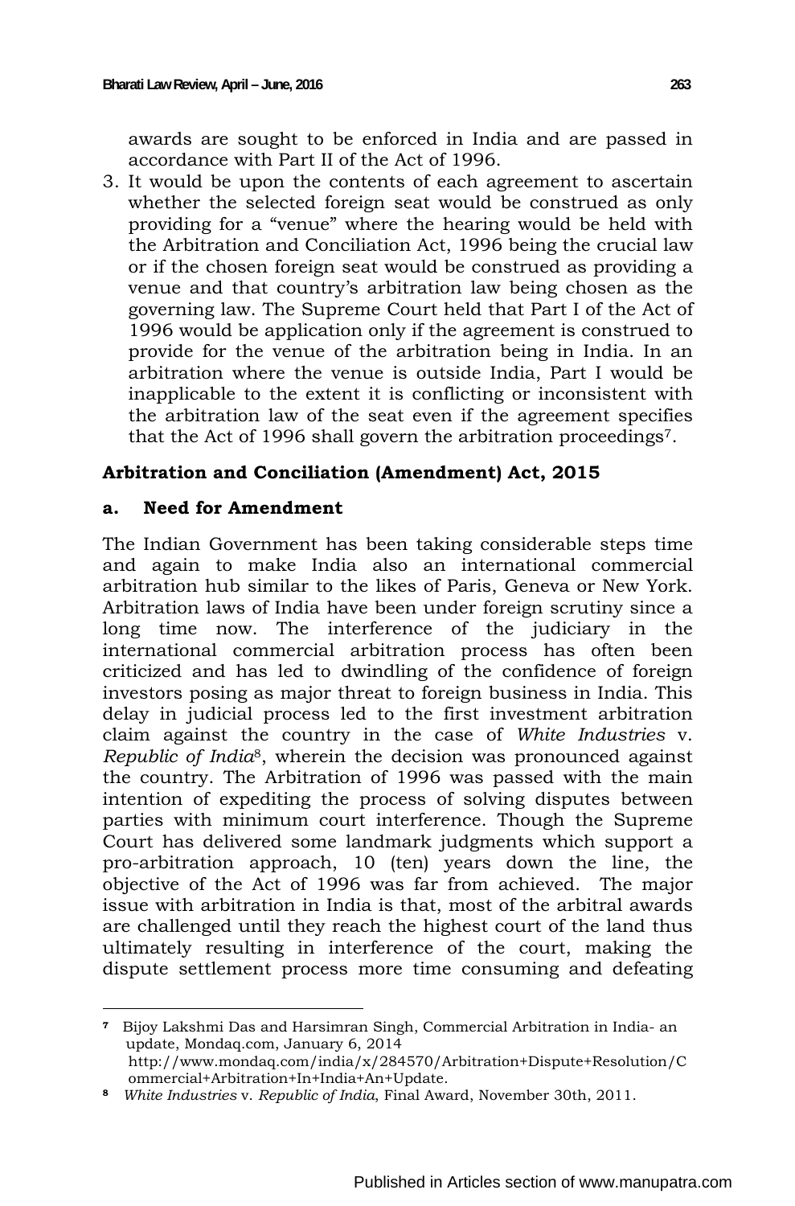awards are sought to be enforced in India and are passed in accordance with Part II of the Act of 1996.

3. It would be upon the contents of each agreement to ascertain whether the selected foreign seat would be construed as only providing for a "venue" where the hearing would be held with the Arbitration and Conciliation Act, 1996 being the crucial law or if the chosen foreign seat would be construed as providing a venue and that country's arbitration law being chosen as the governing law. The Supreme Court held that Part I of the Act of 1996 would be application only if the agreement is construed to provide for the venue of the arbitration being in India. In an arbitration where the venue is outside India, Part I would be inapplicable to the extent it is conflicting or inconsistent with the arbitration law of the seat even if the agreement specifies that the Act of 1996 shall govern the arbitration proceedings[7].

### Arbitration and Conciliation (Amendment) Act, 2015

#### a. Need for Amendment

The Indian Government has been taking considerable steps time and again to make India also an international commercial arbitration hub similar to the likes of Paris, Geneva or New York. Arbitration laws of India have been under foreign scrutiny since a long time now. The interference of the judiciary in the international commercial arbitration process has often been criticized and has led to dwindling of the confidence of foreign investors posing as major threat to foreign business in India. This delay in judicial process led to the first investment arbitration claim against the country in the case of *White Industries* v. *Republic of India*[8], wherein the decision was pronounced against the country. The Arbitration of 1996 was passed with the main intention of expediting the process of solving disputes between parties with minimum court interference. Though the Supreme Court has delivered some landmark judgments which support a pro-arbitration approach, 10 (ten) years down the line, the objective of the Act of 1996 was far from achieved. The major issue with arbitration in India is that, most of the arbitral awards are challenged until they reach the highest court of the land thus ultimately resulting in interference of the court, making the dispute settlement process more time consuming and defeating

---

[7] Bijoy Lakshmi Das and Harsimran Singh, Commercial Arbitration in India- an update, Mondaq.com, January 6, 2014 http://www.mondaq.com/india/x/284570/Arbitration+Dispute+Resolution/Commercial+Arbitration+In+India+An+Update.

[8] *White Industries* v. *Republic of India*, Final Award, November 30th, 2011.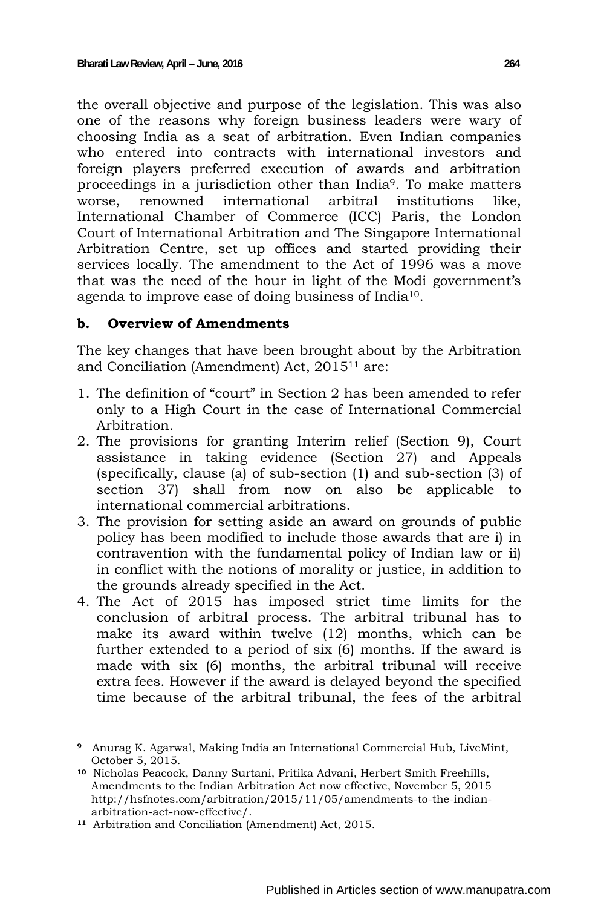the overall objective and purpose of the legislation. This was also one of the reasons why foreign business leaders were wary of choosing India as a seat of arbitration. Even Indian companies who entered into contracts with international investors and foreign players preferred execution of awards and arbitration proceedings in a jurisdiction other than India[9]. To make matters worse, renowned international arbitral institutions like, International Chamber of Commerce (ICC) Paris, the London Court of International Arbitration and The Singapore International Arbitration Centre, set up offices and started providing their services locally. The amendment to the Act of 1996 was a move that was the need of the hour in light of the Modi government's agenda to improve ease of doing business of India[10].

### b. Overview of Amendments

The key changes that have been brought about by the Arbitration and Conciliation (Amendment) Act, 2015[11] are:

1. The definition of "court" in Section 2 has been amended to refer only to a High Court in the case of International Commercial Arbitration.
2. The provisions for granting Interim relief (Section 9), Court assistance in taking evidence (Section 27) and Appeals (specifically, clause (a) of sub-section (1) and sub-section (3) of section 37) shall from now on also be applicable to international commercial arbitrations.
3. The provision for setting aside an award on grounds of public policy has been modified to include those awards that are i) in contravention with the fundamental policy of Indian law or ii) in conflict with the notions of morality or justice, in addition to the grounds already specified in the Act.
4. The Act of 2015 has imposed strict time limits for the conclusion of arbitral process. The arbitral tribunal has to make its award within twelve (12) months, which can be further extended to a period of six (6) months. If the award is made with six (6) months, the arbitral tribunal will receive extra fees. However if the award is delayed beyond the specified time because of the arbitral tribunal, the fees of the arbitral

---

[9] Anurag K. Agarwal, Making India an International Commercial Hub, LiveMint, October 5, 2015.

[10] Nicholas Peacock, Danny Surtani, Pritika Advani, Herbert Smith Freehills, Amendments to the Indian Arbitration Act now effective, November 5, 2015 http://hsfnotes.com/arbitration/2015/11/05/amendments-to-the-indian-arbitration-act-now-effective/.

[11] Arbitration and Conciliation (Amendment) Act, 2015.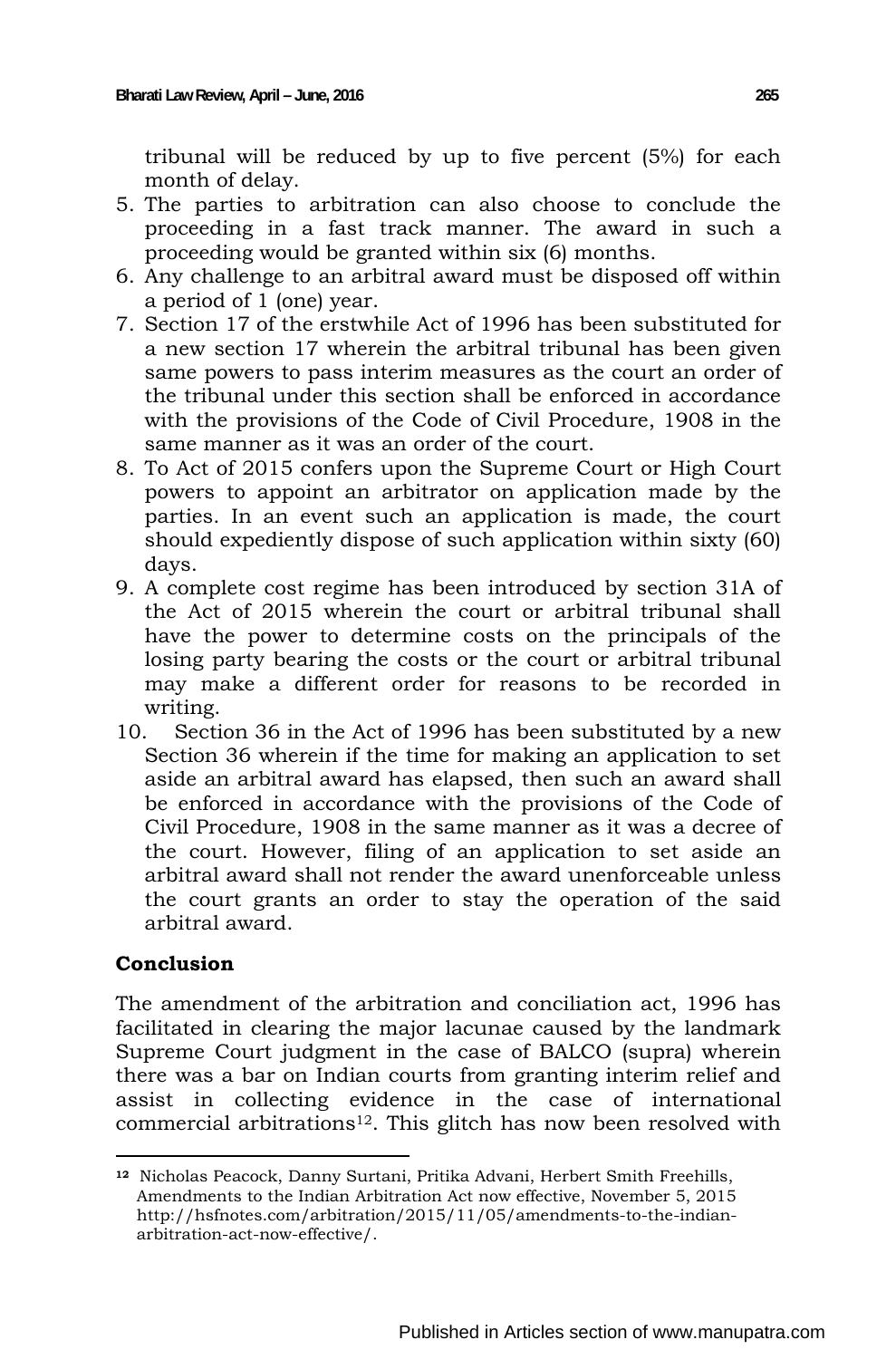tribunal will be reduced by up to five percent (5%) for each month of delay.

5. The parties to arbitration can also choose to conclude the proceeding in a fast track manner. The award in such a proceeding would be granted within six (6) months.
6. Any challenge to an arbitral award must be disposed off within a period of 1 (one) year.
7. Section 17 of the erstwhile Act of 1996 has been substituted for a new section 17 wherein the arbitral tribunal has been given same powers to pass interim measures as the court an order of the tribunal under this section shall be enforced in accordance with the provisions of the Code of Civil Procedure, 1908 in the same manner as it was an order of the court.
8. To Act of 2015 confers upon the Supreme Court or High Court powers to appoint an arbitrator on application made by the parties. In an event such an application is made, the court should expediently dispose of such application within sixty (60) days.
9. A complete cost regime has been introduced by section 31A of the Act of 2015 wherein the court or arbitral tribunal shall have the power to determine costs on the principals of the losing party bearing the costs or the court or arbitral tribunal may make a different order for reasons to be recorded in writing.
10. Section 36 in the Act of 1996 has been substituted by a new Section 36 wherein if the time for making an application to set aside an arbitral award has elapsed, then such an award shall be enforced in accordance with the provisions of the Code of Civil Procedure, 1908 in the same manner as it was a decree of the court. However, filing of an application to set aside an arbitral award shall not render the award unenforceable unless the court grants an order to stay the operation of the said arbitral award.

## Conclusion

The amendment of the arbitration and conciliation act, 1996 has facilitated in clearing the major lacunae caused by the landmark Supreme Court judgment in the case of BALCO (supra) wherein there was a bar on Indian courts from granting interim relief and assist in collecting evidence in the case of international commercial arbitrations[12]. This glitch has now been resolved with

[12] Nicholas Peacock, Danny Surtani, Pritika Advani, Herbert Smith Freehills, Amendments to the Indian Arbitration Act now effective, November 5, 2015 http://hsfnotes.com/arbitration/2015/11/05/amendments-to-the-indian-arbitration-act-now-effective/.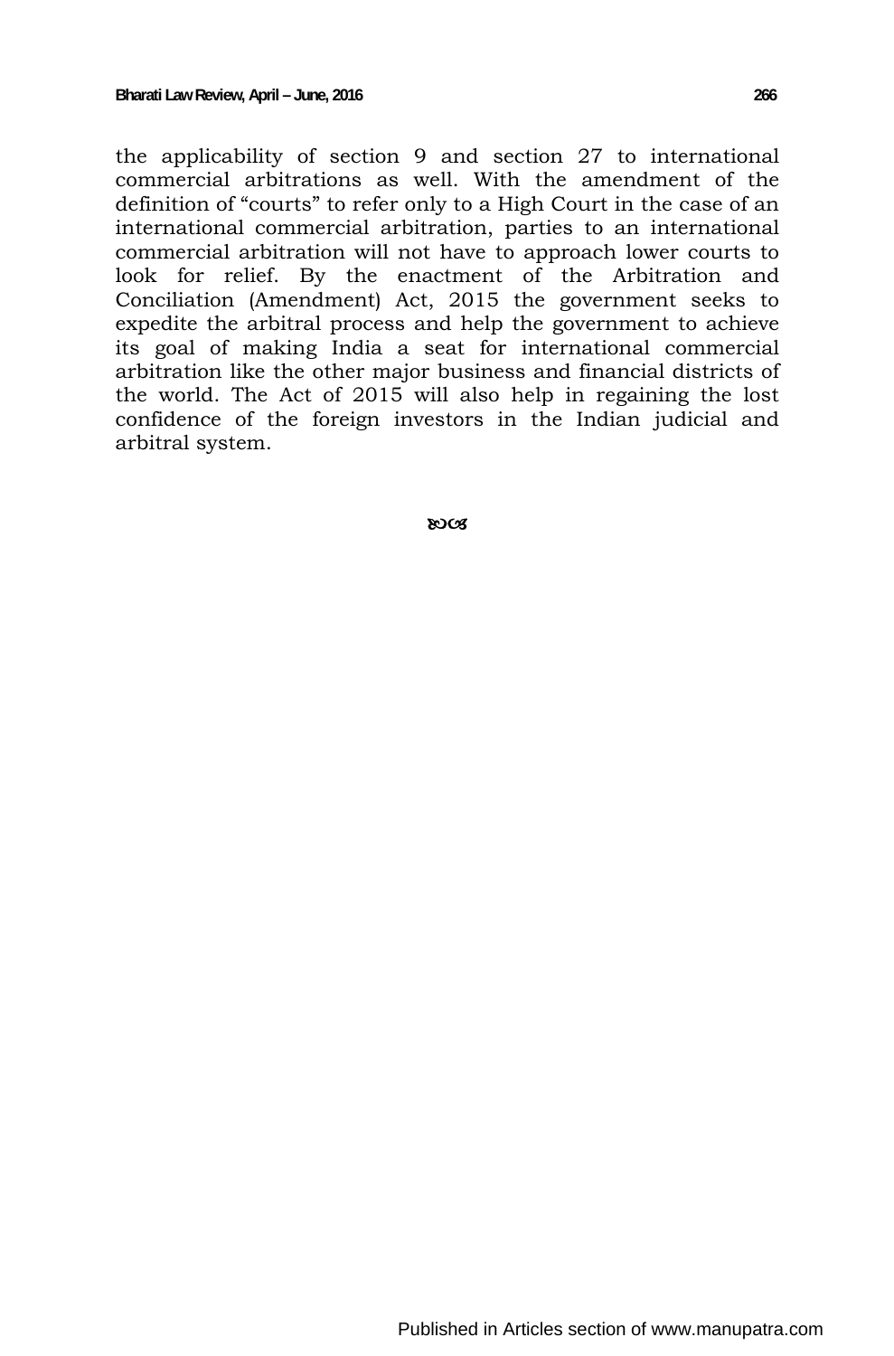the applicability of section 9 and section 27 to international commercial arbitrations as well. With the amendment of the definition of "courts" to refer only to a High Court in the case of an international commercial arbitration, parties to an international commercial arbitration will not have to approach lower courts to look for relief. By the enactment of the Arbitration and Conciliation (Amendment) Act, 2015 the government seeks to expedite the arbitral process and help the government to achieve its goal of making India a seat for international commercial arbitration like the other major business and financial districts of the world. The Act of 2015 will also help in regaining the lost confidence of the foreign investors in the Indian judicial and arbitral system.